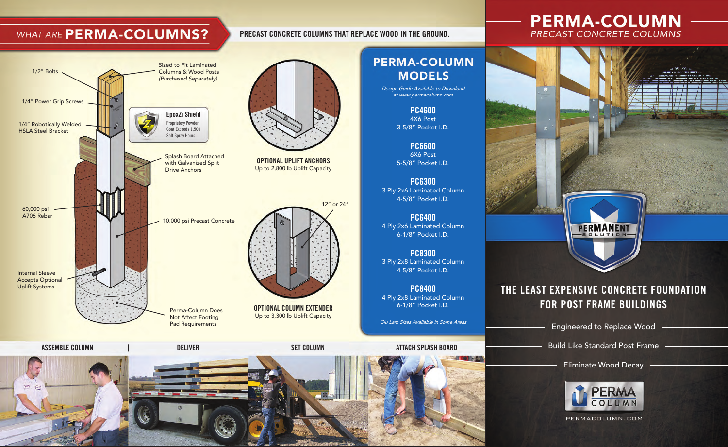## *WHAT ARE* PERMA-COLUMNS?

**PRECAST CONCRETE COLUMNS THAT REPLACE WOOD IN THE GROUND.**

- 1/2" Bolts
- 1/4" Power Grip Screws
- 1/4" Robotically Welded HSLA Steel Bracket
- Sized to Fit Laminated Columns & Wood Posts *(Purchased Separately)*
- **EpoxZi Shield** — Proprietory Powder Coat Exceeds 1,500 Salt Spray Hours
- Splash Board Attached with Galvanized Split Drive Anchors
- 60,000 psi A706 Rebar
- 10,000 psi Precast Concrete
- Internal Sleeve Accepts Optional Uplift Systems
- Perma-Column Does Not Affect Footing Pad Requirements

**OPTIONAL UPLIFT ANCHORS**
Up to 2,800 lb Uplift Capacity

12" or 24"

**OPTIONAL COLUMN EXTENDER**
Up to 3,300 lb Uplift Capacity

## PERMA-COLUMN MODELS

*Design Guide Available to Download at www.permacolumn.com*

**PC4600**
4X6 Post
3-5/8" Pocket I.D.

**PC6600**
6X6 Post
5-5/8" Pocket I.D.

**PC6300**
3 Ply 2x6 Laminated Column
4-5/8" Pocket I.D.

**PC6400**
4 Ply 2x6 Laminated Column
6-1/8" Pocket I.D.

**PC8300**
3 Ply 2x8 Laminated Column
4-5/8" Pocket I.D.

**PC8400**
4 Ply 2x8 Laminated Column
6-1/8" Pocket I.D.

*Glu Lam Sizes Available in Some Areas*

**ASSEMBLE COLUMN** | **DELIVER** | **SET COLUMN** | **ATTACH SPLASH BOARD**

# PERMA-COLUMN
*PRECAST CONCRETE COLUMNS*

PERMANENT SOLUTION

## THE LEAST EXPENSIVE CONCRETE FOUNDATION FOR POST FRAME BUILDINGS

Engineered to Replace Wood

Build Like Standard Post Frame

Eliminate Wood Decay

PERMA COLUMN

PERMACOLUMN.COM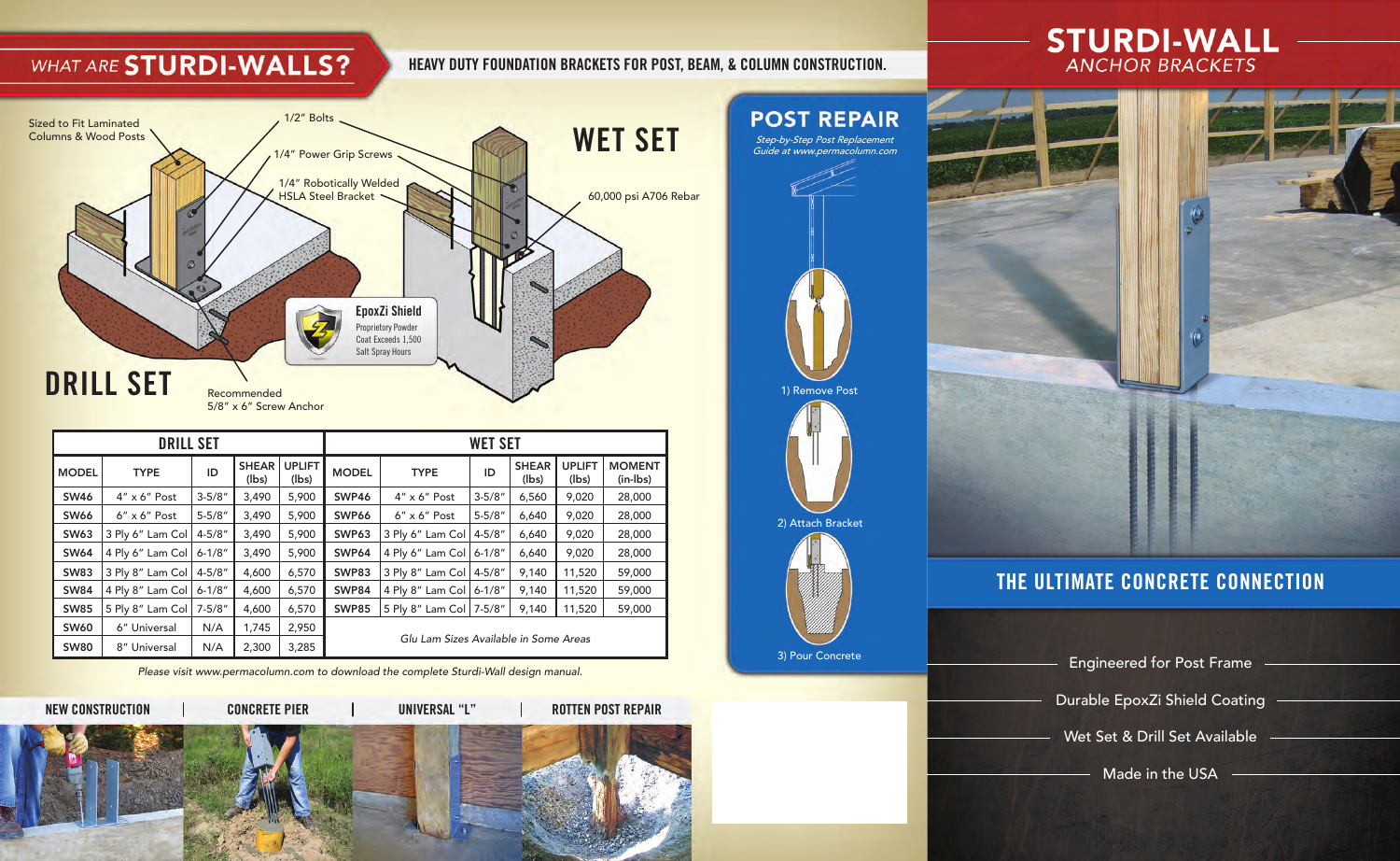## WHAT ARE STURDI-WALLS?

**HEAVY DUTY FOUNDATION BRACKETS FOR POST, BEAM, & COLUMN CONSTRUCTION.**

Sized to Fit Laminated Columns & Wood Posts

1/2" Bolts

1/4" Power Grip Screws

1/4" Robotically Welded HSLA Steel Bracket

WET SET

60,000 psi A706 Rebar

EpoxZi Shield
Proprietary Powder Coat Exceeds 1,500 Salt Spray Hours

DRILL SET

Recommended 5/8" x 6" Screw Anchor

| DRILL SET | | | | | WET SET | | | | | |
|---|---|---|---|---|---|---|---|---|---|---|
| MODEL | TYPE | ID | SHEAR (lbs) | UPLIFT (lbs) | MODEL | TYPE | ID | SHEAR (lbs) | UPLIFT (lbs) | MOMENT (in-lbs) |
| SW46 | 4" x 6" Post | 3-5/8" | 3,490 | 5,900 | SWP46 | 4" x 6" Post | 3-5/8" | 6,560 | 9,020 | 28,000 |
| SW66 | 6" x 6" Post | 5-5/8" | 3,490 | 5,900 | SWP66 | 6" x 6" Post | 5-5/8" | 6,640 | 9,020 | 28,000 |
| SW63 | 3 Ply 6" Lam Col | 4-5/8" | 3,490 | 5,900 | SWP63 | 3 Ply 6" Lam Col | 4-5/8" | 6,640 | 9,020 | 28,000 |
| SW64 | 4 Ply 6" Lam Col | 6-1/8" | 3,490 | 5,900 | SWP64 | 4 Ply 6" Lam Col | 6-1/8" | 6,640 | 9,020 | 28,000 |
| SW83 | 3 Ply 8" Lam Col | 4-5/8" | 4,600 | 6,570 | SWP83 | 3 Ply 8" Lam Col | 4-5/8" | 9,140 | 11,520 | 59,000 |
| SW84 | 4 Ply 8" Lam Col | 6-1/8" | 4,600 | 6,570 | SWP84 | 4 Ply 8" Lam Col | 6-1/8" | 9,140 | 11,520 | 59,000 |
| SW85 | 5 Ply 8" Lam Col | 7-5/8" | 4,600 | 6,570 | SWP85 | 5 Ply 8" Lam Col | 7-5/8" | 9,140 | 11,520 | 59,000 |
| SW60 | 6" Universal | N/A | 1,745 | 2,950 | *Glu Lam Sizes Available in Some Areas* | | | | | |
| SW80 | 8" Universal | N/A | 2,300 | 3,285 | | | | | | |

*Please visit www.permacolumn.com to download the complete Sturdi-Wall design manual.*

NEW CONSTRUCTION | CONCRETE PIER | UNIVERSAL "L" | ROTTEN POST REPAIR

## POST REPAIR

*Step-by-Step Post Replacement Guide at www.permacolumn.com*

1) Remove Post

2) Attach Bracket

3) Pour Concrete

# STURDI-WALL
## ANCHOR BRACKETS

## THE ULTIMATE CONCRETE CONNECTION

- Engineered for Post Frame
- Durable EpoxZi Shield Coating
- Wet Set & Drill Set Available
- Made in the USA